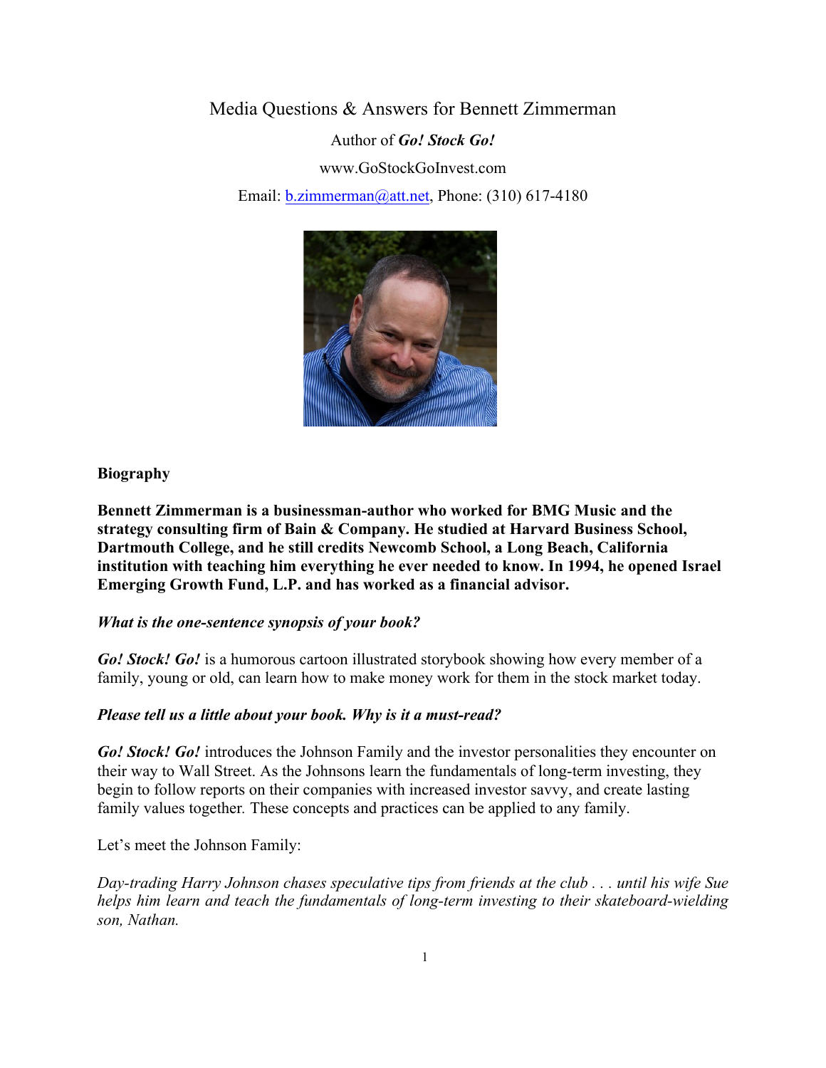# Media Questions & Answers for Bennett Zimmerman

Author of ***Go! Stock Go!***

www.GoStockGoInvest.com

Email: b.zimmerman@att.net, Phone: (310) 617-4180

**Biography**

**Bennett Zimmerman is a businessman-author who worked for BMG Music and the strategy consulting firm of Bain & Company. He studied at Harvard Business School, Dartmouth College, and he still credits Newcomb School, a Long Beach, California institution with teaching him everything he ever needed to know. In 1994, he opened Israel Emerging Growth Fund, L.P. and has worked as a financial advisor.**

***What is the one-sentence synopsis of your book?***

***Go! Stock! Go!*** is a humorous cartoon illustrated storybook showing how every member of a family, young or old, can learn how to make money work for them in the stock market today.

***Please tell us a little about your book. Why is it a must-read?***

***Go! Stock! Go!*** introduces the Johnson Family and the investor personalities they encounter on their way to Wall Street. As the Johnsons learn the fundamentals of long-term investing, they begin to follow reports on their companies with increased investor savvy, and create lasting family values together. These concepts and practices can be applied to any family.

Let's meet the Johnson Family:

*Day-trading Harry Johnson chases speculative tips from friends at the club . . . until his wife Sue helps him learn and teach the fundamentals of long-term investing to their skateboard-wielding son, Nathan.*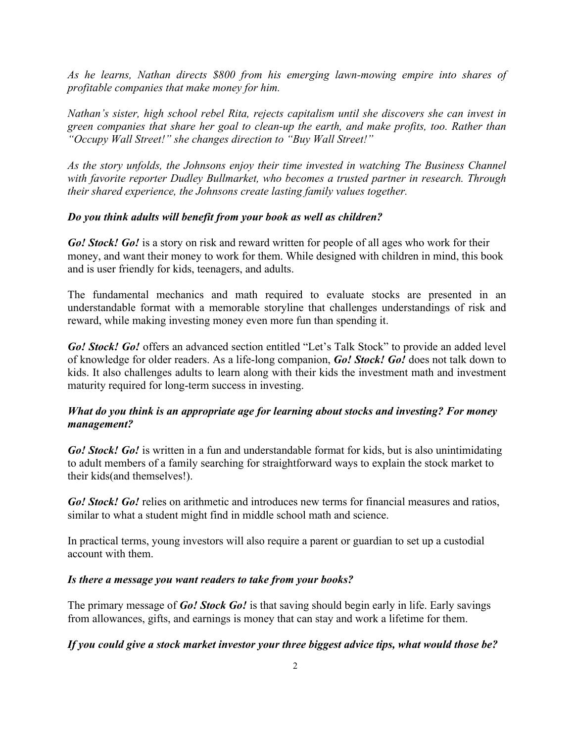*As he learns, Nathan directs $800 from his emerging lawn-mowing empire into shares of profitable companies that make money for him.*

*Nathan's sister, high school rebel Rita, rejects capitalism until she discovers she can invest in green companies that share her goal to clean-up the earth, and make profits, too. Rather than "Occupy Wall Street!" she changes direction to "Buy Wall Street!"*

*As the story unfolds, the Johnsons enjoy their time invested in watching The Business Channel with favorite reporter Dudley Bullmarket, who becomes a trusted partner in research. Through their shared experience, the Johnsons create lasting family values together.*

***Do you think adults will benefit from your book as well as children?***

***Go! Stock! Go!*** is a story on risk and reward written for people of all ages who work for their money, and want their money to work for them. While designed with children in mind, this book and is user friendly for kids, teenagers, and adults.

The fundamental mechanics and math required to evaluate stocks are presented in an understandable format with a memorable storyline that challenges understandings of risk and reward, while making investing money even more fun than spending it.

***Go! Stock! Go!*** offers an advanced section entitled "Let's Talk Stock" to provide an added level of knowledge for older readers. As a life-long companion, ***Go! Stock! Go!*** does not talk down to kids. It also challenges adults to learn along with their kids the investment math and investment maturity required for long-term success in investing.

***What do you think is an appropriate age for learning about stocks and investing? For money management?***

***Go! Stock! Go!*** is written in a fun and understandable format for kids, but is also unintimidating to adult members of a family searching for straightforward ways to explain the stock market to their kids(and themselves!).

***Go! Stock! Go!*** relies on arithmetic and introduces new terms for financial measures and ratios, similar to what a student might find in middle school math and science.

In practical terms, young investors will also require a parent or guardian to set up a custodial account with them.

***Is there a message you want readers to take from your books?***

The primary message of ***Go! Stock Go!*** is that saving should begin early in life. Early savings from allowances, gifts, and earnings is money that can stay and work a lifetime for them.

***If you could give a stock market investor your three biggest advice tips, what would those be?***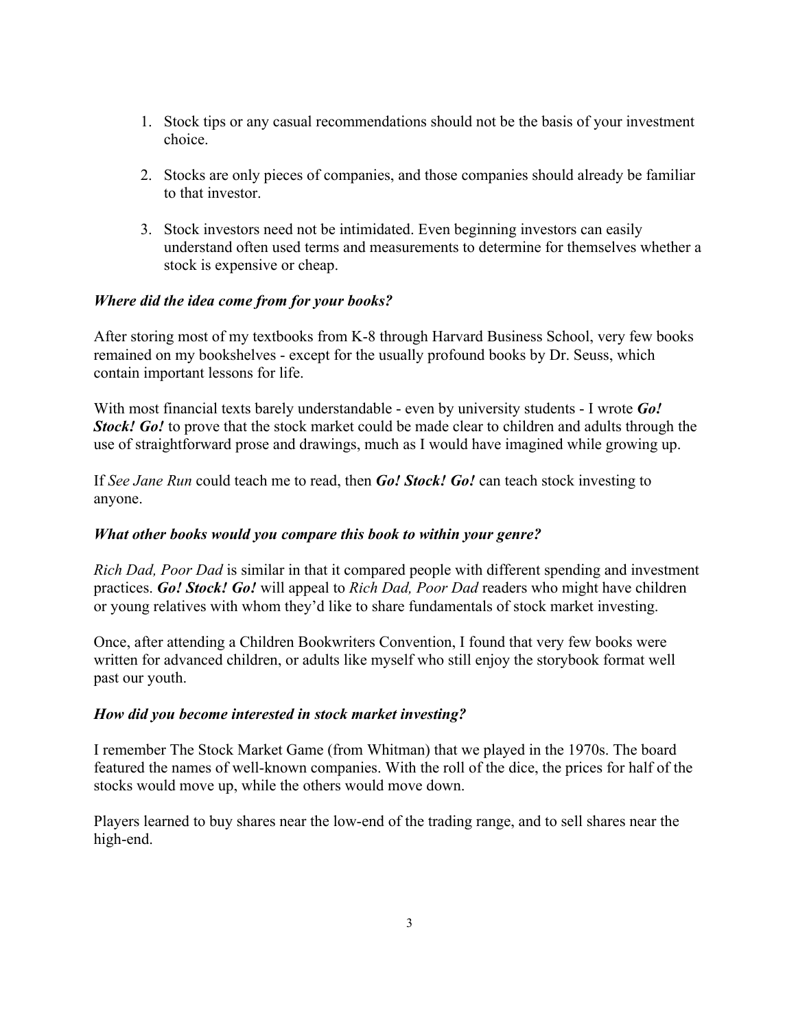1. Stock tips or any casual recommendations should not be the basis of your investment choice.

2. Stocks are only pieces of companies, and those companies should already be familiar to that investor.

3. Stock investors need not be intimidated. Even beginning investors can easily understand often used terms and measurements to determine for themselves whether a stock is expensive or cheap.

***Where did the idea come from for your books?***

After storing most of my textbooks from K-8 through Harvard Business School, very few books remained on my bookshelves - except for the usually profound books by Dr. Seuss, which contain important lessons for life.

With most financial texts barely understandable - even by university students - I wrote ***Go! Stock! Go!*** to prove that the stock market could be made clear to children and adults through the use of straightforward prose and drawings, much as I would have imagined while growing up.

If *See Jane Run* could teach me to read, then ***Go! Stock! Go!*** can teach stock investing to anyone.

***What other books would you compare this book to within your genre?***

*Rich Dad, Poor Dad* is similar in that it compared people with different spending and investment practices. ***Go! Stock! Go!*** will appeal to *Rich Dad, Poor Dad* readers who might have children or young relatives with whom they'd like to share fundamentals of stock market investing.

Once, after attending a Children Bookwriters Convention, I found that very few books were written for advanced children, or adults like myself who still enjoy the storybook format well past our youth.

***How did you become interested in stock market investing?***

I remember The Stock Market Game (from Whitman) that we played in the 1970s. The board featured the names of well-known companies. With the roll of the dice, the prices for half of the stocks would move up, while the others would move down.

Players learned to buy shares near the low-end of the trading range, and to sell shares near the high-end.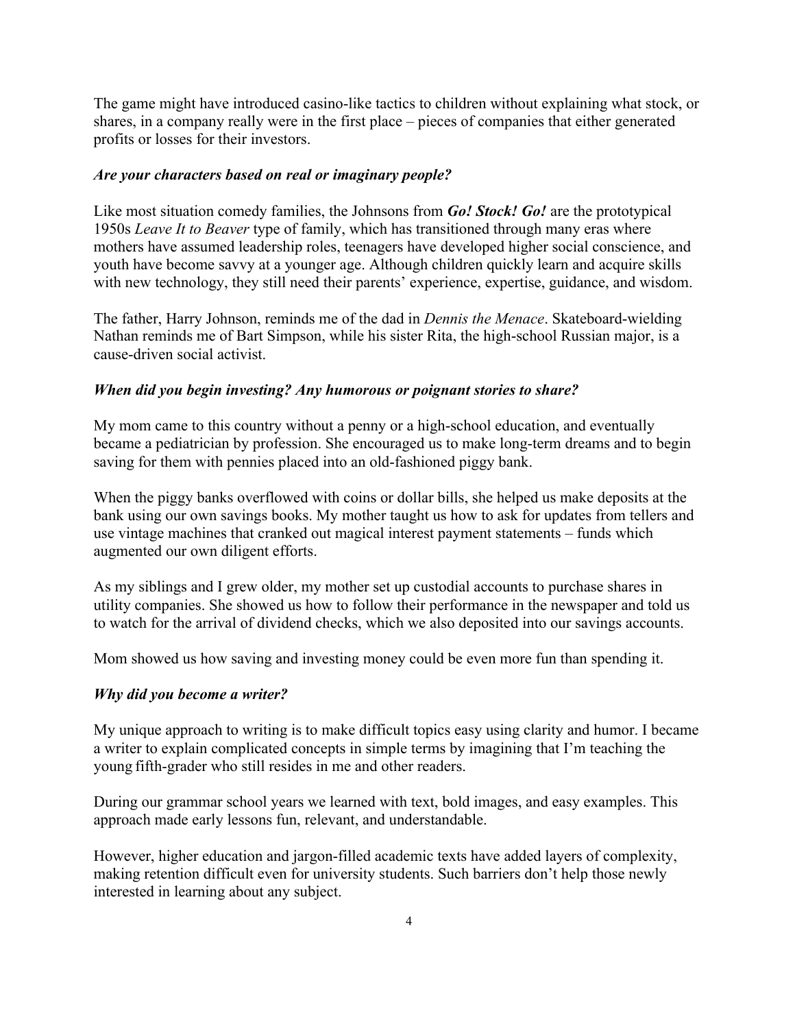The game might have introduced casino-like tactics to children without explaining what stock, or shares, in a company really were in the first place – pieces of companies that either generated profits or losses for their investors.

***Are your characters based on real or imaginary people?***

Like most situation comedy families, the Johnsons from ***Go! Stock! Go!*** are the prototypical 1950s *Leave It to Beaver* type of family, which has transitioned through many eras where mothers have assumed leadership roles, teenagers have developed higher social conscience, and youth have become savvy at a younger age. Although children quickly learn and acquire skills with new technology, they still need their parents' experience, expertise, guidance, and wisdom.

The father, Harry Johnson, reminds me of the dad in *Dennis the Menace*. Skateboard-wielding Nathan reminds me of Bart Simpson, while his sister Rita, the high-school Russian major, is a cause-driven social activist.

***When did you begin investing? Any humorous or poignant stories to share?***

My mom came to this country without a penny or a high-school education, and eventually became a pediatrician by profession. She encouraged us to make long-term dreams and to begin saving for them with pennies placed into an old-fashioned piggy bank.

When the piggy banks overflowed with coins or dollar bills, she helped us make deposits at the bank using our own savings books. My mother taught us how to ask for updates from tellers and use vintage machines that cranked out magical interest payment statements – funds which augmented our own diligent efforts.

As my siblings and I grew older, my mother set up custodial accounts to purchase shares in utility companies. She showed us how to follow their performance in the newspaper and told us to watch for the arrival of dividend checks, which we also deposited into our savings accounts.

Mom showed us how saving and investing money could be even more fun than spending it.

***Why did you become a writer?***

My unique approach to writing is to make difficult topics easy using clarity and humor. I became a writer to explain complicated concepts in simple terms by imagining that I'm teaching the young fifth-grader who still resides in me and other readers.

During our grammar school years we learned with text, bold images, and easy examples. This approach made early lessons fun, relevant, and understandable.

However, higher education and jargon-filled academic texts have added layers of complexity, making retention difficult even for university students. Such barriers don't help those newly interested in learning about any subject.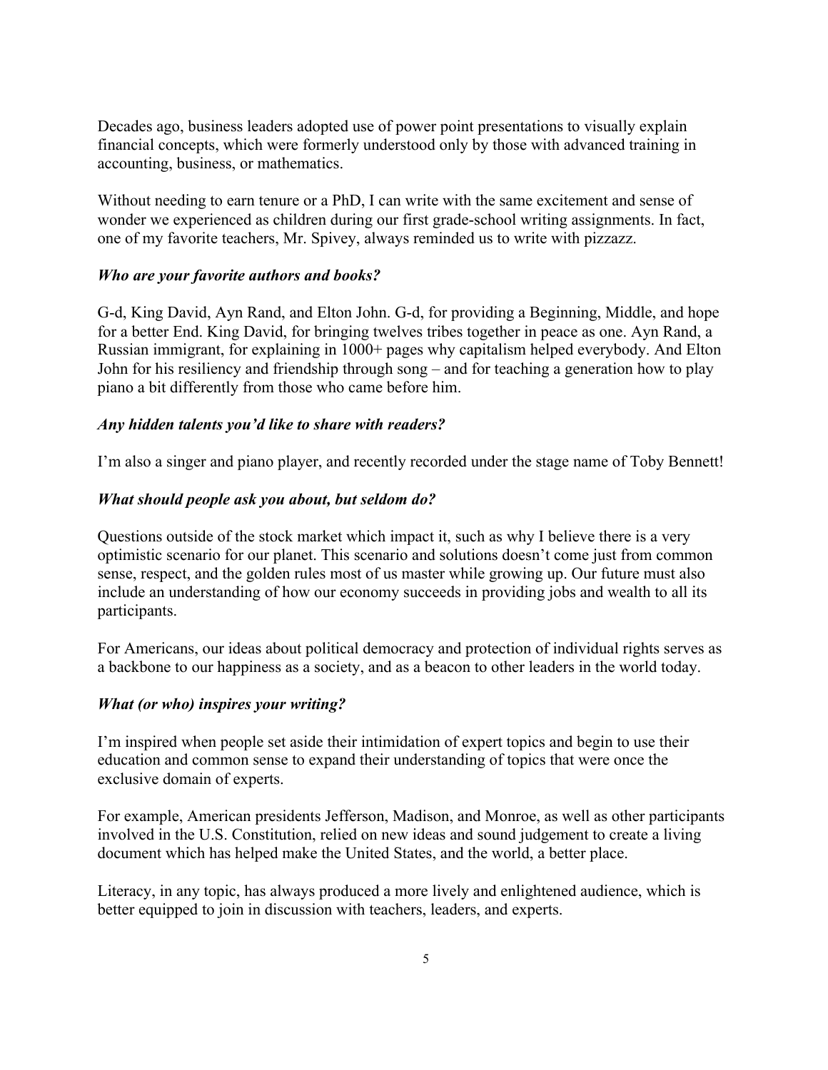Decades ago, business leaders adopted use of power point presentations to visually explain financial concepts, which were formerly understood only by those with advanced training in accounting, business, or mathematics.

Without needing to earn tenure or a PhD, I can write with the same excitement and sense of wonder we experienced as children during our first grade-school writing assignments. In fact, one of my favorite teachers, Mr. Spivey, always reminded us to write with pizzazz.

***Who are your favorite authors and books?***

G-d, King David, Ayn Rand, and Elton John. G-d, for providing a Beginning, Middle, and hope for a better End. King David, for bringing twelves tribes together in peace as one. Ayn Rand, a Russian immigrant, for explaining in 1000+ pages why capitalism helped everybody. And Elton John for his resiliency and friendship through song – and for teaching a generation how to play piano a bit differently from those who came before him.

***Any hidden talents you'd like to share with readers?***

I'm also a singer and piano player, and recently recorded under the stage name of Toby Bennett!

***What should people ask you about, but seldom do?***

Questions outside of the stock market which impact it, such as why I believe there is a very optimistic scenario for our planet. This scenario and solutions doesn't come just from common sense, respect, and the golden rules most of us master while growing up. Our future must also include an understanding of how our economy succeeds in providing jobs and wealth to all its participants.

For Americans, our ideas about political democracy and protection of individual rights serves as a backbone to our happiness as a society, and as a beacon to other leaders in the world today.

***What (or who) inspires your writing?***

I'm inspired when people set aside their intimidation of expert topics and begin to use their education and common sense to expand their understanding of topics that were once the exclusive domain of experts.

For example, American presidents Jefferson, Madison, and Monroe, as well as other participants involved in the U.S. Constitution, relied on new ideas and sound judgement to create a living document which has helped make the United States, and the world, a better place.

Literacy, in any topic, has always produced a more lively and enlightened audience, which is better equipped to join in discussion with teachers, leaders, and experts.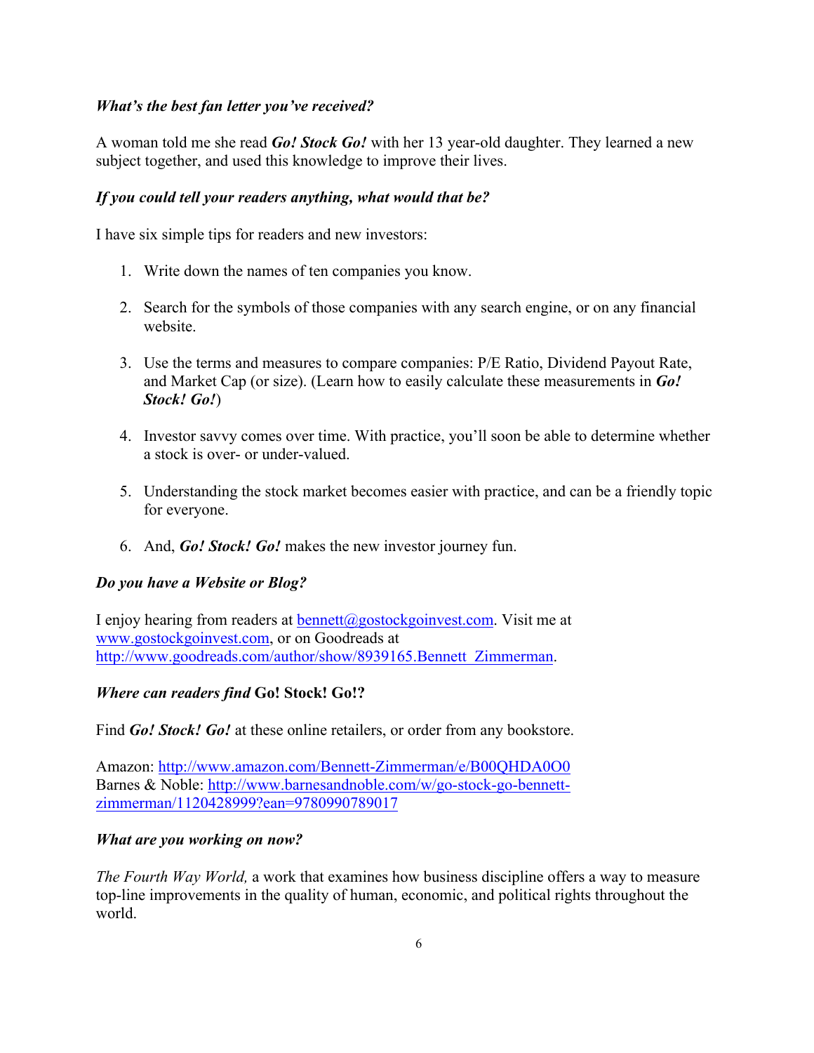***What's the best fan letter you've received?***

A woman told me she read ***Go! Stock Go!*** with her 13 year-old daughter. They learned a new subject together, and used this knowledge to improve their lives.

***If you could tell your readers anything, what would that be?***

I have six simple tips for readers and new investors:

1. Write down the names of ten companies you know.

2. Search for the symbols of those companies with any search engine, or on any financial website.

3. Use the terms and measures to compare companies: P/E Ratio, Dividend Payout Rate, and Market Cap (or size). (Learn how to easily calculate these measurements in ***Go! Stock! Go!***)

4. Investor savvy comes over time. With practice, you'll soon be able to determine whether a stock is over- or under-valued.

5. Understanding the stock market becomes easier with practice, and can be a friendly topic for everyone.

6. And, ***Go! Stock! Go!*** makes the new investor journey fun.

***Do you have a Website or Blog?***

I enjoy hearing from readers at bennett@gostockgoinvest.com. Visit me at www.gostockgoinvest.com, or on Goodreads at http://www.goodreads.com/author/show/8939165.Bennett_Zimmerman.

***Where can readers find* Go! Stock! Go!?**

Find ***Go! Stock! Go!*** at these online retailers, or order from any bookstore.

Amazon: http://www.amazon.com/Bennett-Zimmerman/e/B00QHDA0O0
Barnes & Noble: http://www.barnesandnoble.com/w/go-stock-go-bennett-zimmerman/1120428999?ean=9780990789017

***What are you working on now?***

*The Fourth Way World,* a work that examines how business discipline offers a way to measure top-line improvements in the quality of human, economic, and political rights throughout the world.